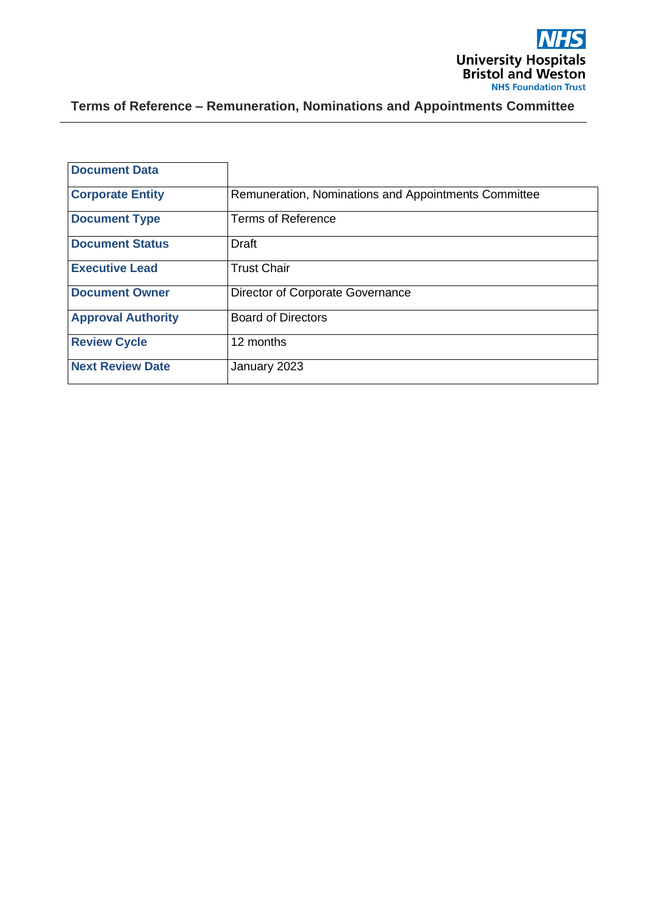NHS University Hospitals Bristol and Weston NHS Foundation Trust

# Terms of Reference – Remuneration, Nominations and Appointments Committee

| **Document Data** | |
|---|---|
| **Corporate Entity** | Remuneration, Nominations and Appointments Committee |
| **Document Type** | Terms of Reference |
| **Document Status** | Draft |
| **Executive Lead** | Trust Chair |
| **Document Owner** | Director of Corporate Governance |
| **Approval Authority** | Board of Directors |
| **Review Cycle** | 12 months |
| **Next Review Date** | January 2023 |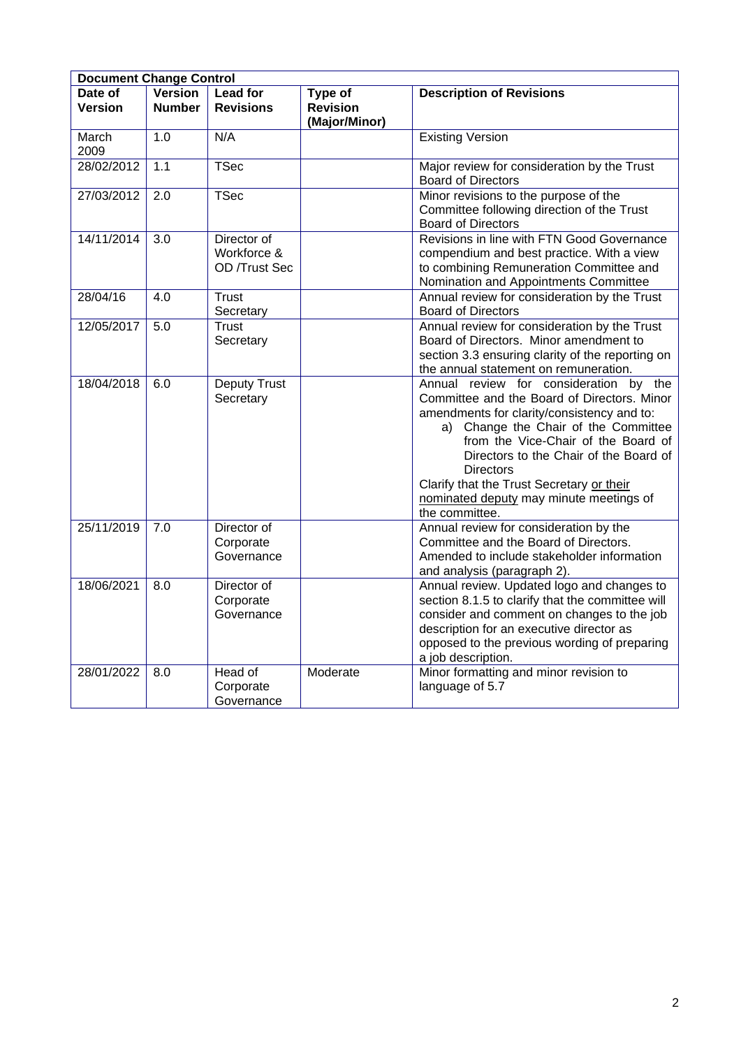| Document Change Control | | | | |
|---|---|---|---|---|
| **Date of Version** | **Version Number** | **Lead for Revisions** | **Type of Revision (Major/Minor)** | **Description of Revisions** |
| March 2009 | 1.0 | N/A | | Existing Version |
| 28/02/2012 | 1.1 | TSec | | Major review for consideration by the Trust Board of Directors |
| 27/03/2012 | 2.0 | TSec | | Minor revisions to the purpose of the Committee following direction of the Trust Board of Directors |
| 14/11/2014 | 3.0 | Director of Workforce & OD /Trust Sec | | Revisions in line with FTN Good Governance compendium and best practice. With a view to combining Remuneration Committee and Nomination and Appointments Committee |
| 28/04/16 | 4.0 | Trust Secretary | | Annual review for consideration by the Trust Board of Directors |
| 12/05/2017 | 5.0 | Trust Secretary | | Annual review for consideration by the Trust Board of Directors. Minor amendment to section 3.3 ensuring clarity of the reporting on the annual statement on remuneration. |
| 18/04/2018 | 6.0 | Deputy Trust Secretary | | Annual review for consideration by the Committee and the Board of Directors. Minor amendments for clarity/consistency and to: a) Change the Chair of the Committee from the Vice-Chair of the Board of Directors to the Chair of the Board of Directors<br>Clarify that the Trust Secretary or their nominated deputy may minute meetings of the committee. |
| 25/11/2019 | 7.0 | Director of Corporate Governance | | Annual review for consideration by the Committee and the Board of Directors. Amended to include stakeholder information and analysis (paragraph 2). |
| 18/06/2021 | 8.0 | Director of Corporate Governance | | Annual review. Updated logo and changes to section 8.1.5 to clarify that the committee will consider and comment on changes to the job description for an executive director as opposed to the previous wording of preparing a job description. |
| 28/01/2022 | 8.0 | Head of Corporate Governance | Moderate | Minor formatting and minor revision to language of 5.7 |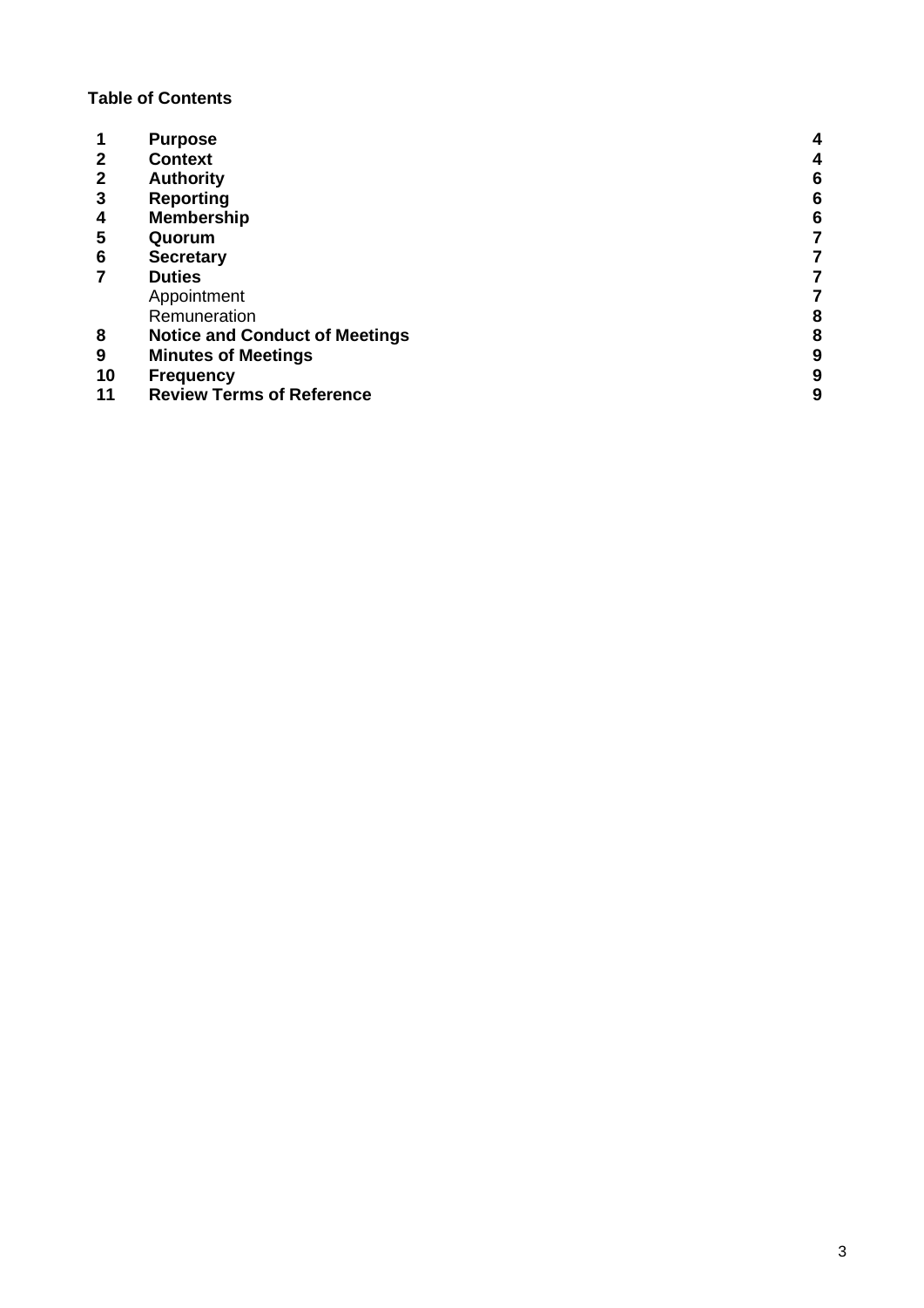**Table of Contents**

| | | |
|---|---|---|
| **1** | **Purpose** | **4** |
| **2** | **Context** | **4** |
| **2** | **Authority** | **6** |
| **3** | **Reporting** | **6** |
| **4** | **Membership** | **6** |
| **5** | **Quorum** | **7** |
| **6** | **Secretary** | **7** |
| **7** | **Duties** | **7** |
| | Appointment | **7** |
| | Remuneration | **8** |
| **8** | **Notice and Conduct of Meetings** | **8** |
| **9** | **Minutes of Meetings** | **9** |
| **10** | **Frequency** | **9** |
| **11** | **Review Terms of Reference** | **9** |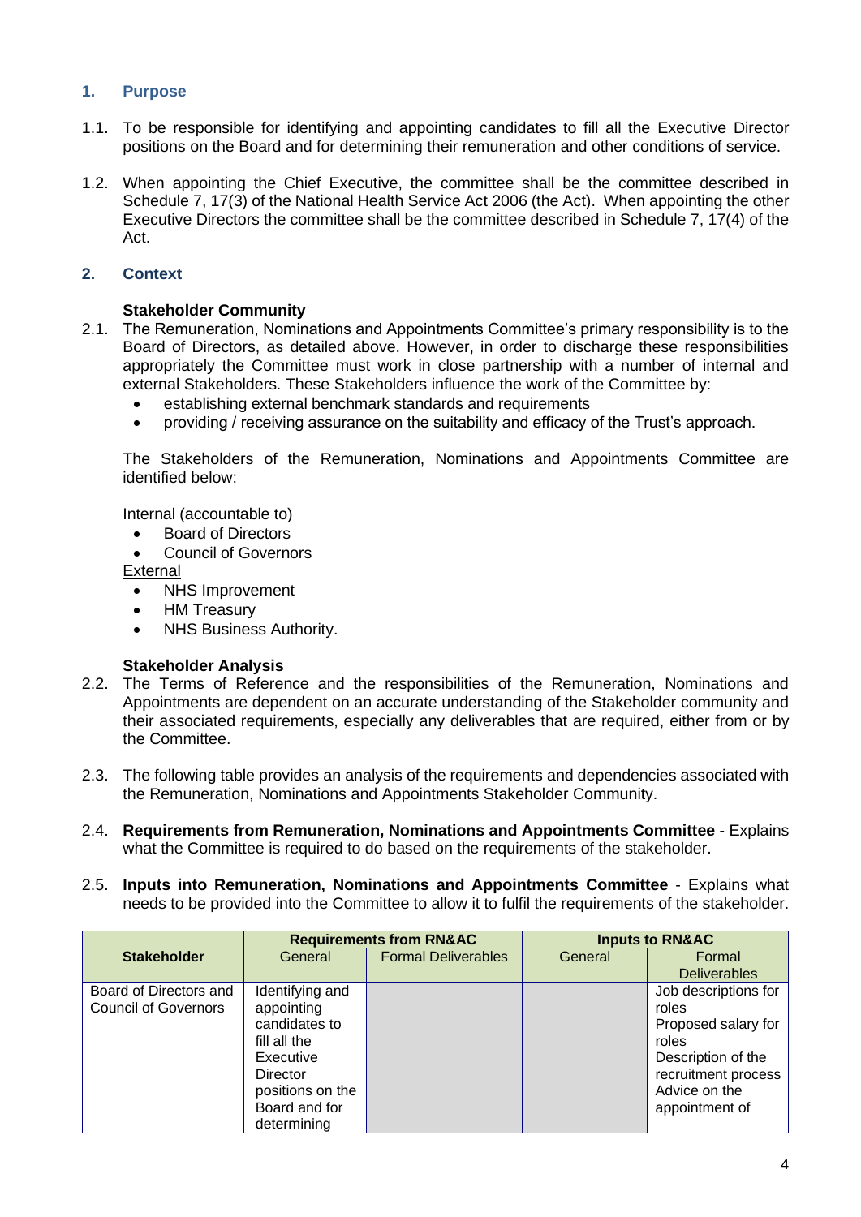## 1. Purpose

1.1. To be responsible for identifying and appointing candidates to fill all the Executive Director positions on the Board and for determining their remuneration and other conditions of service.

1.2. When appointing the Chief Executive, the committee shall be the committee described in Schedule 7, 17(3) of the National Health Service Act 2006 (the Act). When appointing the other Executive Directors the committee shall be the committee described in Schedule 7, 17(4) of the Act.

## 2. Context

**Stakeholder Community**

2.1. The Remuneration, Nominations and Appointments Committee's primary responsibility is to the Board of Directors, as detailed above. However, in order to discharge these responsibilities appropriately the Committee must work in close partnership with a number of internal and external Stakeholders. These Stakeholders influence the work of the Committee by:

- establishing external benchmark standards and requirements
- providing / receiving assurance on the suitability and efficacy of the Trust's approach.

The Stakeholders of the Remuneration, Nominations and Appointments Committee are identified below:

Internal (accountable to)

- Board of Directors
- Council of Governors

External

- NHS Improvement
- HM Treasury
- NHS Business Authority.

**Stakeholder Analysis**

2.2. The Terms of Reference and the responsibilities of the Remuneration, Nominations and Appointments are dependent on an accurate understanding of the Stakeholder community and their associated requirements, especially any deliverables that are required, either from or by the Committee.

2.3. The following table provides an analysis of the requirements and dependencies associated with the Remuneration, Nominations and Appointments Stakeholder Community.

2.4. **Requirements from Remuneration, Nominations and Appointments Committee** - Explains what the Committee is required to do based on the requirements of the stakeholder.

2.5. **Inputs into Remuneration, Nominations and Appointments Committee** - Explains what needs to be provided into the Committee to allow it to fulfil the requirements of the stakeholder.

| Stakeholder | Requirements from RN&AC | | Inputs to RN&AC | |
|---|---|---|---|---|
| | General | Formal Deliverables | General | Formal Deliverables |
| Board of Directors and Council of Governors | Identifying and appointing candidates to fill all the Executive Director positions on the Board and for determining | | | Job descriptions for roles<br>Proposed salary for roles<br>Description of the recruitment process<br>Advice on the appointment of |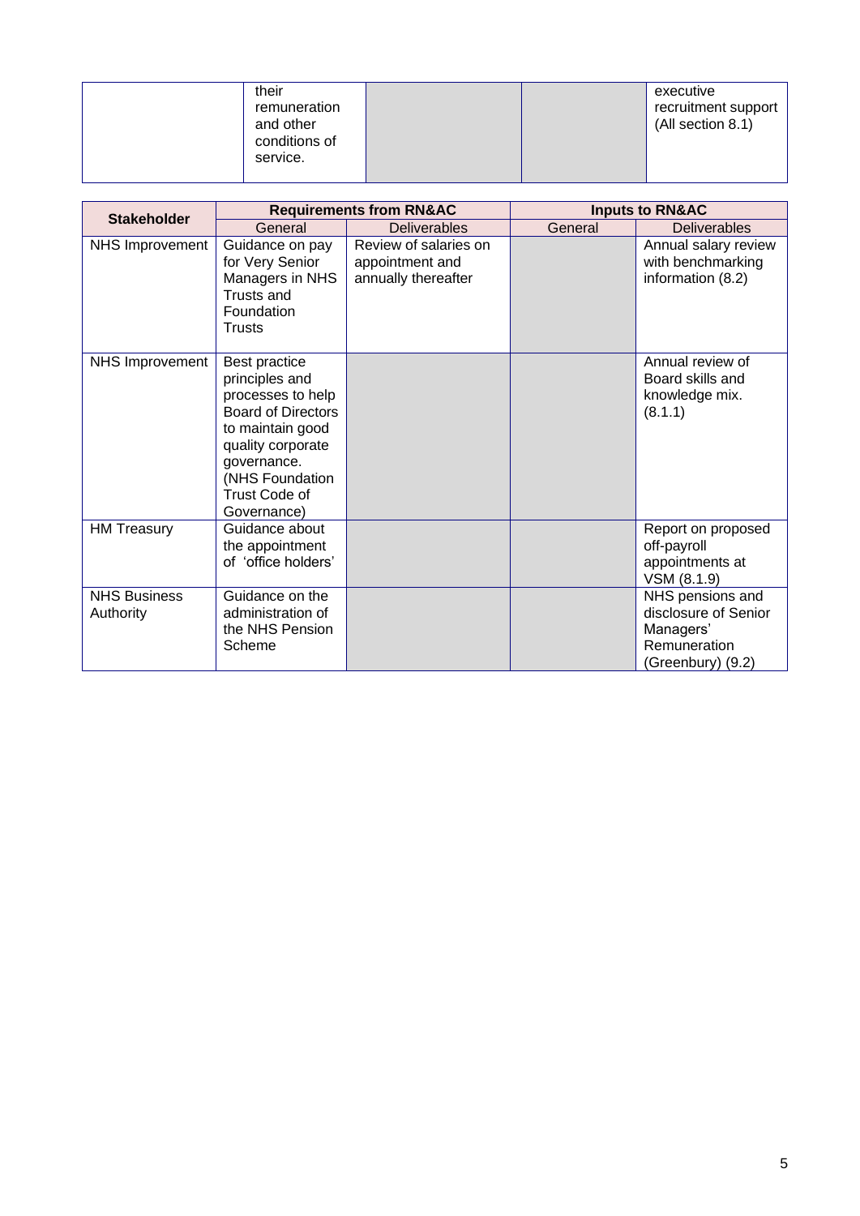| | their remuneration and other conditions of service. | | | executive recruitment support (All section 8.1) |
|---|---|---|---|---|

| Stakeholder | Requirements from RN&AC | | Inputs to RN&AC | |
|---|---|---|---|---|
| | General | Deliverables | General | Deliverables |
| NHS Improvement | Guidance on pay for Very Senior Managers in NHS Trusts and Foundation Trusts | Review of salaries on appointment and annually thereafter | | Annual salary review with benchmarking information (8.2) |
| NHS Improvement | Best practice principles and processes to help Board of Directors to maintain good quality corporate governance. (NHS Foundation Trust Code of Governance) | | | Annual review of Board skills and knowledge mix. (8.1.1) |
| HM Treasury | Guidance about the appointment of 'office holders' | | | Report on proposed off-payroll appointments at VSM (8.1.9) |
| NHS Business Authority | Guidance on the administration of the NHS Pension Scheme | | | NHS pensions and disclosure of Senior Managers' Remuneration (Greenbury) (9.2) |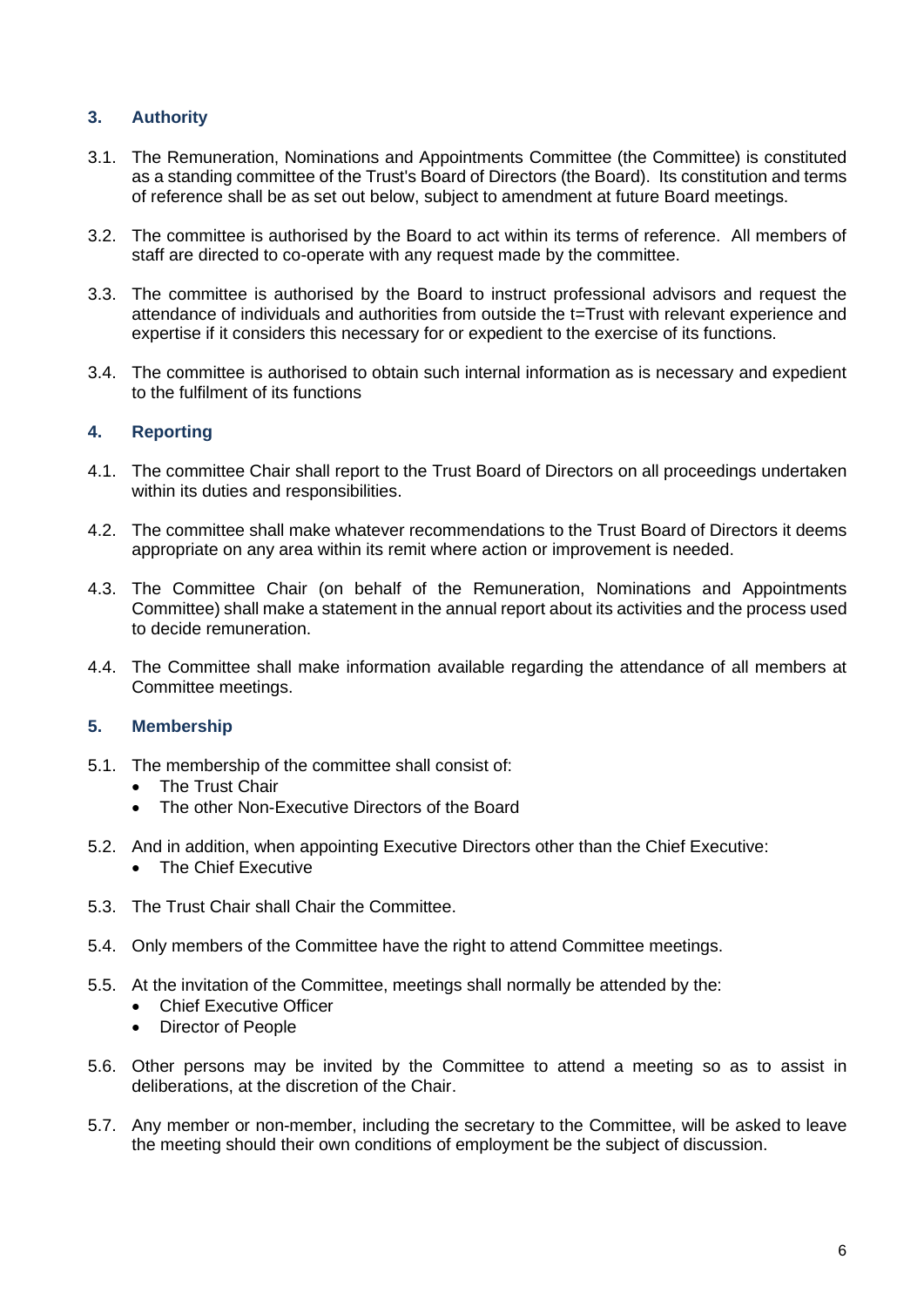## 3. Authority

3.1. The Remuneration, Nominations and Appointments Committee (the Committee) is constituted as a standing committee of the Trust's Board of Directors (the Board). Its constitution and terms of reference shall be as set out below, subject to amendment at future Board meetings.

3.2. The committee is authorised by the Board to act within its terms of reference. All members of staff are directed to co-operate with any request made by the committee.

3.3. The committee is authorised by the Board to instruct professional advisors and request the attendance of individuals and authorities from outside the t=Trust with relevant experience and expertise if it considers this necessary for or expedient to the exercise of its functions.

3.4. The committee is authorised to obtain such internal information as is necessary and expedient to the fulfilment of its functions

## 4. Reporting

4.1. The committee Chair shall report to the Trust Board of Directors on all proceedings undertaken within its duties and responsibilities.

4.2. The committee shall make whatever recommendations to the Trust Board of Directors it deems appropriate on any area within its remit where action or improvement is needed.

4.3. The Committee Chair (on behalf of the Remuneration, Nominations and Appointments Committee) shall make a statement in the annual report about its activities and the process used to decide remuneration.

4.4. The Committee shall make information available regarding the attendance of all members at Committee meetings.

## 5. Membership

5.1. The membership of the committee shall consist of:
- The Trust Chair
- The other Non-Executive Directors of the Board

5.2. And in addition, when appointing Executive Directors other than the Chief Executive:
- The Chief Executive

5.3. The Trust Chair shall Chair the Committee.

5.4. Only members of the Committee have the right to attend Committee meetings.

5.5. At the invitation of the Committee, meetings shall normally be attended by the:
- Chief Executive Officer
- Director of People

5.6. Other persons may be invited by the Committee to attend a meeting so as to assist in deliberations, at the discretion of the Chair.

5.7. Any member or non-member, including the secretary to the Committee, will be asked to leave the meeting should their own conditions of employment be the subject of discussion.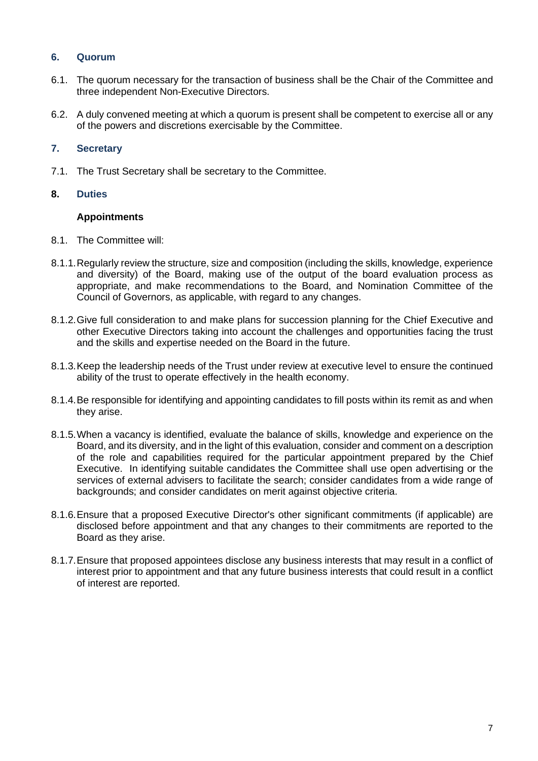## 6. Quorum

6.1. The quorum necessary for the transaction of business shall be the Chair of the Committee and three independent Non-Executive Directors.

6.2. A duly convened meeting at which a quorum is present shall be competent to exercise all or any of the powers and discretions exercisable by the Committee.

## 7. Secretary

7.1. The Trust Secretary shall be secretary to the Committee.

## 8. Duties

**Appointments**

8.1. The Committee will:

8.1.1. Regularly review the structure, size and composition (including the skills, knowledge, experience and diversity) of the Board, making use of the output of the board evaluation process as appropriate, and make recommendations to the Board, and Nomination Committee of the Council of Governors, as applicable, with regard to any changes.

8.1.2. Give full consideration to and make plans for succession planning for the Chief Executive and other Executive Directors taking into account the challenges and opportunities facing the trust and the skills and expertise needed on the Board in the future.

8.1.3. Keep the leadership needs of the Trust under review at executive level to ensure the continued ability of the trust to operate effectively in the health economy.

8.1.4. Be responsible for identifying and appointing candidates to fill posts within its remit as and when they arise.

8.1.5. When a vacancy is identified, evaluate the balance of skills, knowledge and experience on the Board, and its diversity, and in the light of this evaluation, consider and comment on a description of the role and capabilities required for the particular appointment prepared by the Chief Executive. In identifying suitable candidates the Committee shall use open advertising or the services of external advisers to facilitate the search; consider candidates from a wide range of backgrounds; and consider candidates on merit against objective criteria.

8.1.6. Ensure that a proposed Executive Director's other significant commitments (if applicable) are disclosed before appointment and that any changes to their commitments are reported to the Board as they arise.

8.1.7. Ensure that proposed appointees disclose any business interests that may result in a conflict of interest prior to appointment and that any future business interests that could result in a conflict of interest are reported.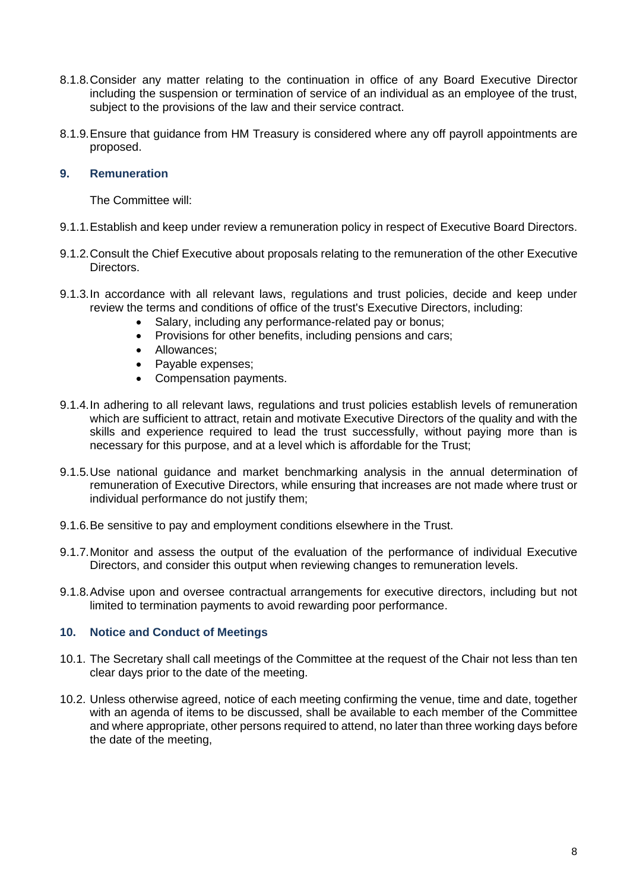8.1.8. Consider any matter relating to the continuation in office of any Board Executive Director including the suspension or termination of service of an individual as an employee of the trust, subject to the provisions of the law and their service contract.

8.1.9. Ensure that guidance from HM Treasury is considered where any off payroll appointments are proposed.

## 9. Remuneration

The Committee will:

9.1.1. Establish and keep under review a remuneration policy in respect of Executive Board Directors.

9.1.2. Consult the Chief Executive about proposals relating to the remuneration of the other Executive Directors.

9.1.3. In accordance with all relevant laws, regulations and trust policies, decide and keep under review the terms and conditions of office of the trust's Executive Directors, including:

- Salary, including any performance-related pay or bonus;
- Provisions for other benefits, including pensions and cars;
- Allowances;
- Payable expenses;
- Compensation payments.

9.1.4. In adhering to all relevant laws, regulations and trust policies establish levels of remuneration which are sufficient to attract, retain and motivate Executive Directors of the quality and with the skills and experience required to lead the trust successfully, without paying more than is necessary for this purpose, and at a level which is affordable for the Trust;

9.1.5. Use national guidance and market benchmarking analysis in the annual determination of remuneration of Executive Directors, while ensuring that increases are not made where trust or individual performance do not justify them;

9.1.6. Be sensitive to pay and employment conditions elsewhere in the Trust.

9.1.7. Monitor and assess the output of the evaluation of the performance of individual Executive Directors, and consider this output when reviewing changes to remuneration levels.

9.1.8. Advise upon and oversee contractual arrangements for executive directors, including but not limited to termination payments to avoid rewarding poor performance.

## 10. Notice and Conduct of Meetings

10.1. The Secretary shall call meetings of the Committee at the request of the Chair not less than ten clear days prior to the date of the meeting.

10.2. Unless otherwise agreed, notice of each meeting confirming the venue, time and date, together with an agenda of items to be discussed, shall be available to each member of the Committee and where appropriate, other persons required to attend, no later than three working days before the date of the meeting,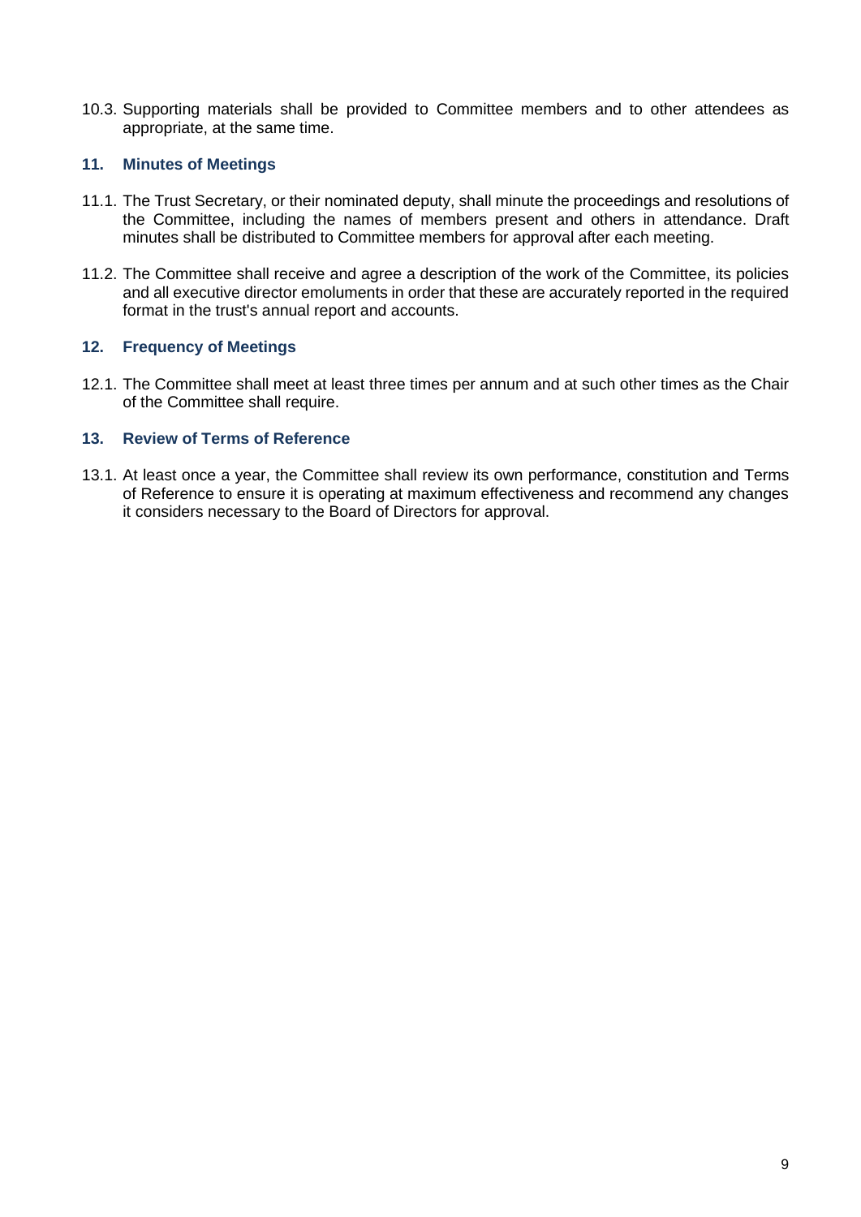10.3. Supporting materials shall be provided to Committee members and to other attendees as appropriate, at the same time.

## 11. Minutes of Meetings

11.1. The Trust Secretary, or their nominated deputy, shall minute the proceedings and resolutions of the Committee, including the names of members present and others in attendance. Draft minutes shall be distributed to Committee members for approval after each meeting.

11.2. The Committee shall receive and agree a description of the work of the Committee, its policies and all executive director emoluments in order that these are accurately reported in the required format in the trust's annual report and accounts.

## 12. Frequency of Meetings

12.1. The Committee shall meet at least three times per annum and at such other times as the Chair of the Committee shall require.

## 13. Review of Terms of Reference

13.1. At least once a year, the Committee shall review its own performance, constitution and Terms of Reference to ensure it is operating at maximum effectiveness and recommend any changes it considers necessary to the Board of Directors for approval.